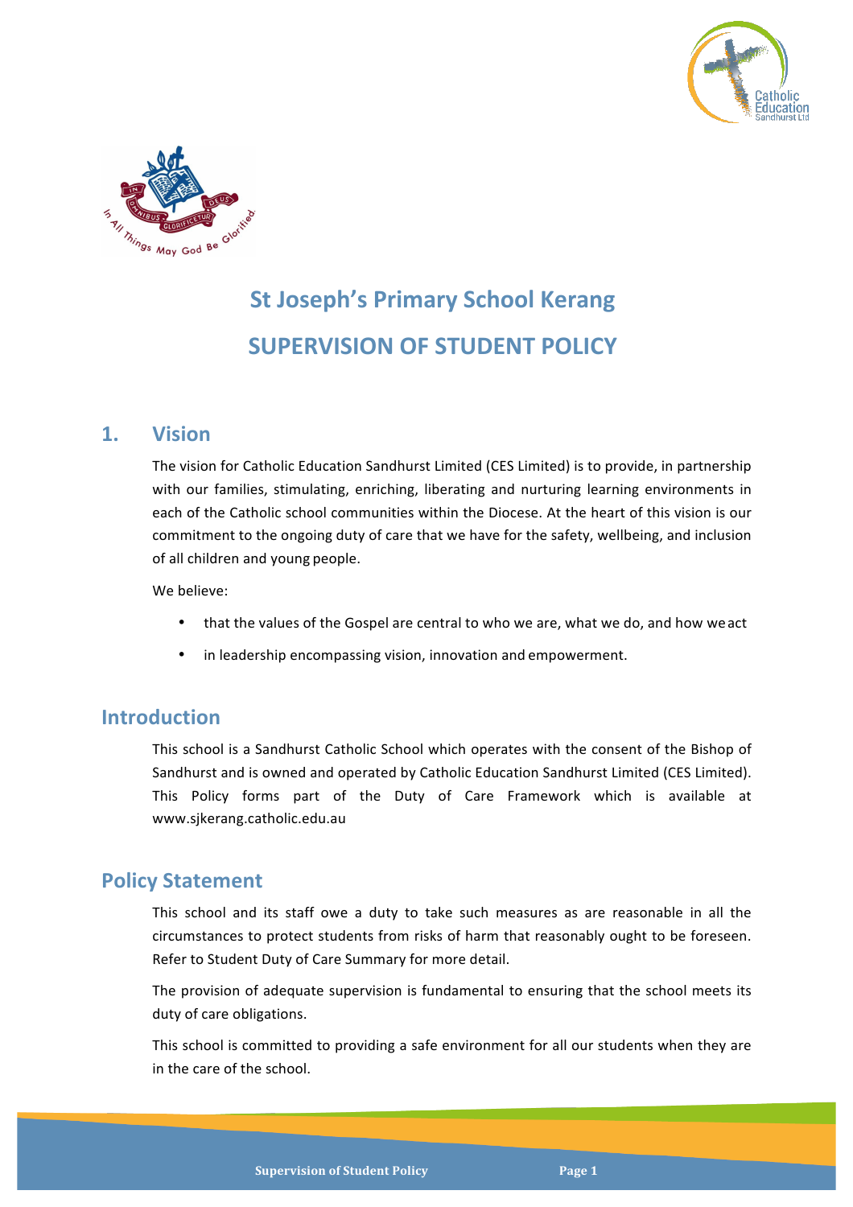# St Joseph's Primary School Kerang

# SUPERVISION OF STUDENT POLICY

## 1. Vision

The vision for Catholic Education Sandhurst Limited (CES Limited) is to provide, in partnership with our families, stimulating, enriching, liberating and nurturing learning environments in each of the Catholic school communities within the Diocese. At the heart of this vision is our commitment to the ongoing duty of care that we have for the safety, wellbeing, and inclusion of all children and young people.

We believe:

- that the values of the Gospel are central to who we are, what we do, and how we act
- in leadership encompassing vision, innovation and empowerment.

## Introduction

This school is a Sandhurst Catholic School which operates with the consent of the Bishop of Sandhurst and is owned and operated by Catholic Education Sandhurst Limited (CES Limited). This Policy forms part of the Duty of Care Framework which is available at www.sjkerang.catholic.edu.au

## Policy Statement

This school and its staff owe a duty to take such measures as are reasonable in all the circumstances to protect students from risks of harm that reasonably ought to be foreseen. Refer to Student Duty of Care Summary for more detail.

The provision of adequate supervision is fundamental to ensuring that the school meets its duty of care obligations.

This school is committed to providing a safe environment for all our students when they are in the care of the school.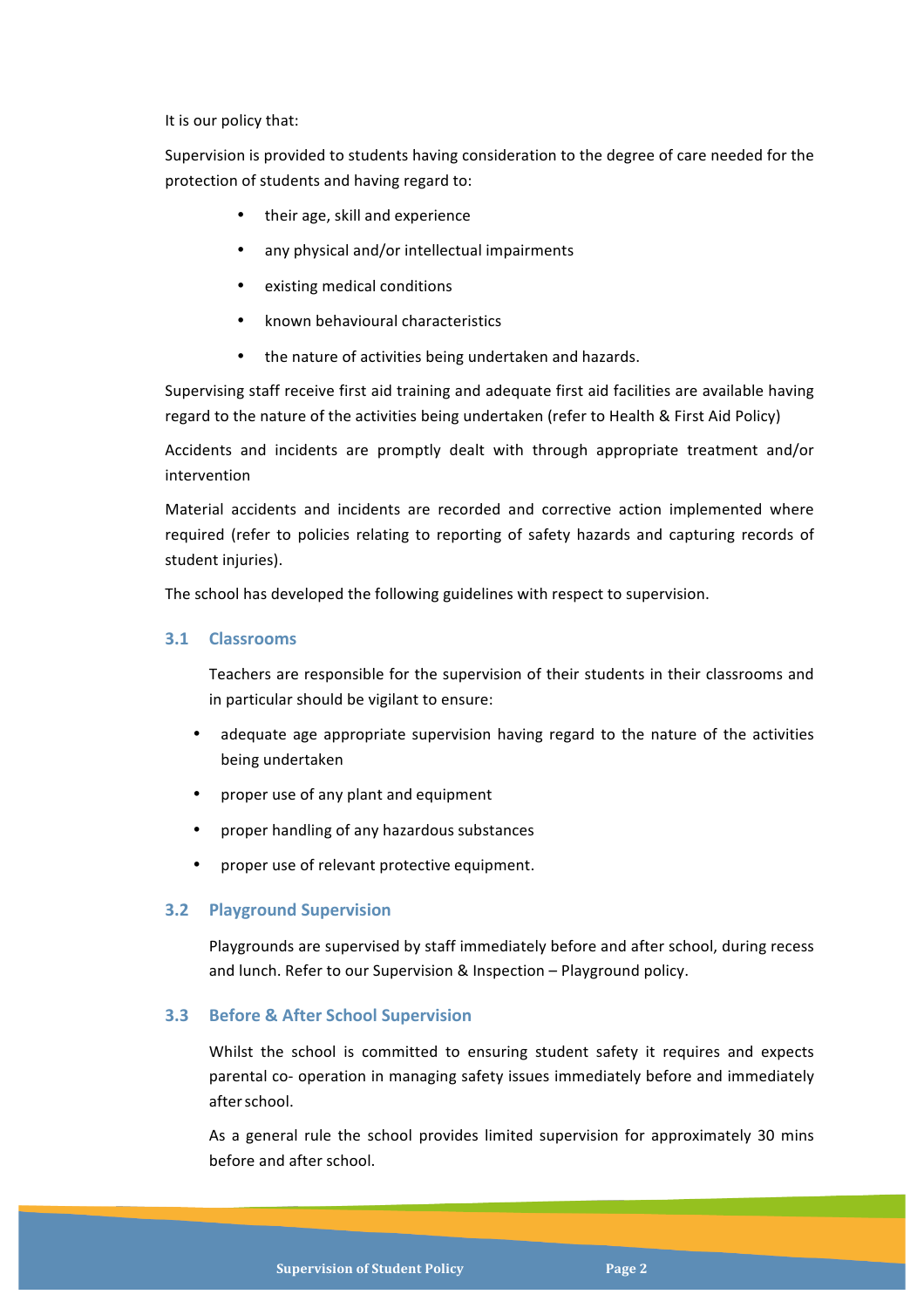It is our policy that:

Supervision is provided to students having consideration to the degree of care needed for the protection of students and having regard to:

- their age, skill and experience
- any physical and/or intellectual impairments
- existing medical conditions
- known behavioural characteristics
- the nature of activities being undertaken and hazards.

Supervising staff receive first aid training and adequate first aid facilities are available having regard to the nature of the activities being undertaken (refer to Health & First Aid Policy)

Accidents and incidents are promptly dealt with through appropriate treatment and/or intervention

Material accidents and incidents are recorded and corrective action implemented where required (refer to policies relating to reporting of safety hazards and capturing records of student injuries).

The school has developed the following guidelines with respect to supervision.

### 3.1 Classrooms

Teachers are responsible for the supervision of their students in their classrooms and in particular should be vigilant to ensure:

- adequate age appropriate supervision having regard to the nature of the activities being undertaken
- proper use of any plant and equipment
- proper handling of any hazardous substances
- proper use of relevant protective equipment.

### 3.2 Playground Supervision

Playgrounds are supervised by staff immediately before and after school, during recess and lunch. Refer to our Supervision & Inspection – Playground policy.

### 3.3 Before & After School Supervision

Whilst the school is committed to ensuring student safety it requires and expects parental co- operation in managing safety issues immediately before and immediately after school.

As a general rule the school provides limited supervision for approximately 30 mins before and after school.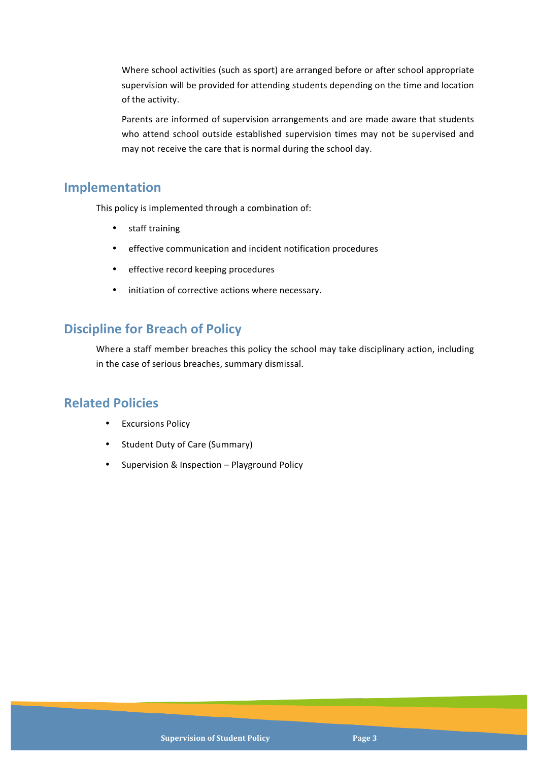Where school activities (such as sport) are arranged before or after school appropriate supervision will be provided for attending students depending on the time and location of the activity.

Parents are informed of supervision arrangements and are made aware that students who attend school outside established supervision times may not be supervised and may not receive the care that is normal during the school day.

## Implementation

This policy is implemented through a combination of:

- staff training
- effective communication and incident notification procedures
- effective record keeping procedures
- initiation of corrective actions where necessary.

## Discipline for Breach of Policy

Where a staff member breaches this policy the school may take disciplinary action, including in the case of serious breaches, summary dismissal.

## Related Policies

- Excursions Policy
- Student Duty of Care (Summary)
- Supervision & Inspection – Playground Policy